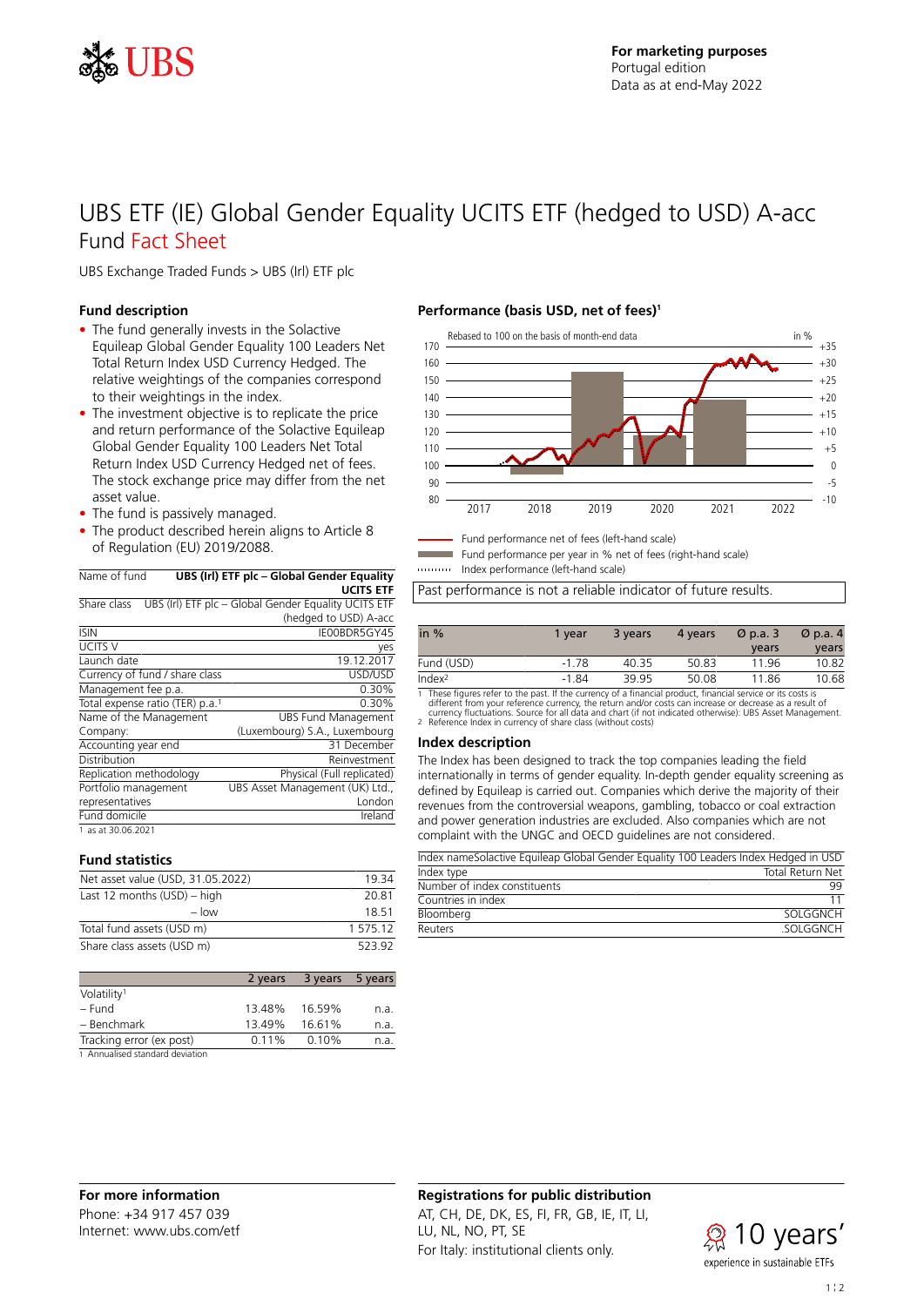For marketing purposes
Portugal edition
Data as at end-May 2022

# UBS ETF (IE) Global Gender Equality UCITS ETF (hedged to USD) A-acc

## Fund Fact Sheet

UBS Exchange Traded Funds > UBS (Irl) ETF plc

### Fund description

- The fund generally invests in the Solactive Equileap Global Gender Equality 100 Leaders Net Total Return Index USD Currency Hedged. The relative weightings of the companies correspond to their weightings in the index.
- The investment objective is to replicate the price and return performance of the Solactive Equileap Global Gender Equality 100 Leaders Net Total Return Index USD Currency Hedged net of fees. The stock exchange price may differ from the net asset value.
- The fund is passively managed.
- The product described herein aligns to Article 8 of Regulation (EU) 2019/2088.

| | |
|---|---|
| Name of fund | **UBS (Irl) ETF plc – Global Gender Equality UCITS ETF** |
| Share class | UBS (Irl) ETF plc – Global Gender Equality UCITS ETF (hedged to USD) A-acc |
| ISIN | IE00BDR5GY45 |
| UCITS V | yes |
| Launch date | 19.12.2017 |
| Currency of fund / share class | USD/USD |
| Management fee p.a. | 0.30% |
| Total expense ratio (TER) p.a.[1] | 0.30% |
| Name of the Management Company: | UBS Fund Management (Luxembourg) S.A., Luxembourg |
| Accounting year end | 31 December |
| Distribution | Reinvestment |
| Replication methodology | Physical (Full replicated) |
| Portfolio management representatives | UBS Asset Management (UK) Ltd., London |
| Fund domicile | Ireland |

1 as at 30.06.2021

### Fund statistics

| | |
|---|---|
| Net asset value (USD, 31.05.2022) | 19.34 |
| Last 12 months (USD) – high | 20.81 |
| – low | 18.51 |
| Total fund assets (USD m) | 1 575.12 |
| Share class assets (USD m) | 523.92 |

| | 2 years | 3 years | 5 years |
|---|---|---|---|
| Volatility[1] | | | |
| – Fund | 13.48% | 16.59% | n.a. |
| – Benchmark | 13.49% | 16.61% | n.a. |
| Tracking error (ex post) | 0.11% | 0.10% | n.a. |

1 Annualised standard deviation

### Performance (basis USD, net of fees)[1]

Rebased to 100 on the basis of month-end data

- Fund performance net of fees (left-hand scale)
- Fund performance per year in % net of fees (right-hand scale)
- Index performance (left-hand scale)

Past performance is not a reliable indicator of future results.

| in % | 1 year | 3 years | 4 years | Ø p.a. 3 years | Ø p.a. 4 years |
|---|---|---|---|---|---|
| Fund (USD) | -1.78 | 40.35 | 50.83 | 11.96 | 10.82 |
| Index[2] | -1.84 | 39.95 | 50.08 | 11.86 | 10.68 |

1 These figures refer to the past. If the currency of a financial product, financial service or its costs is different from your reference currency, the return and/or costs can increase or decrease as a result of currency fluctuations. Source for all data and chart (if not indicated otherwise): UBS Asset Management.
2 Reference Index in currency of share class (without costs)

### Index description

The Index has been designed to track the top companies leading the field internationally in terms of gender equality. In-depth gender equality screening as defined by Equileap is carried out. Companies which derive the majority of their revenues from the controversial weapons, gambling, tobacco or coal extraction and power generation industries are excluded. Also companies which are not complaint with the UNGC and OECD guidelines are not considered.

| | |
|---|---|
| Index name | Solactive Equileap Global Gender Equality 100 Leaders Index Hedged in USD |
| Index type | Total Return Net |
| Number of index constituents | 99 |
| Countries in index | 11 |
| Bloomberg | SOLGGNCH |
| Reuters | .SOLGGNCH |

### For more information

Phone: +34 917 457 039
Internet: www.ubs.com/etf

### Registrations for public distribution

AT, CH, DE, DK, ES, FI, FR, GB, IE, IT, LI, LU, NL, NO, PT, SE
For Italy: institutional clients only.

10 years' experience in sustainable ETFs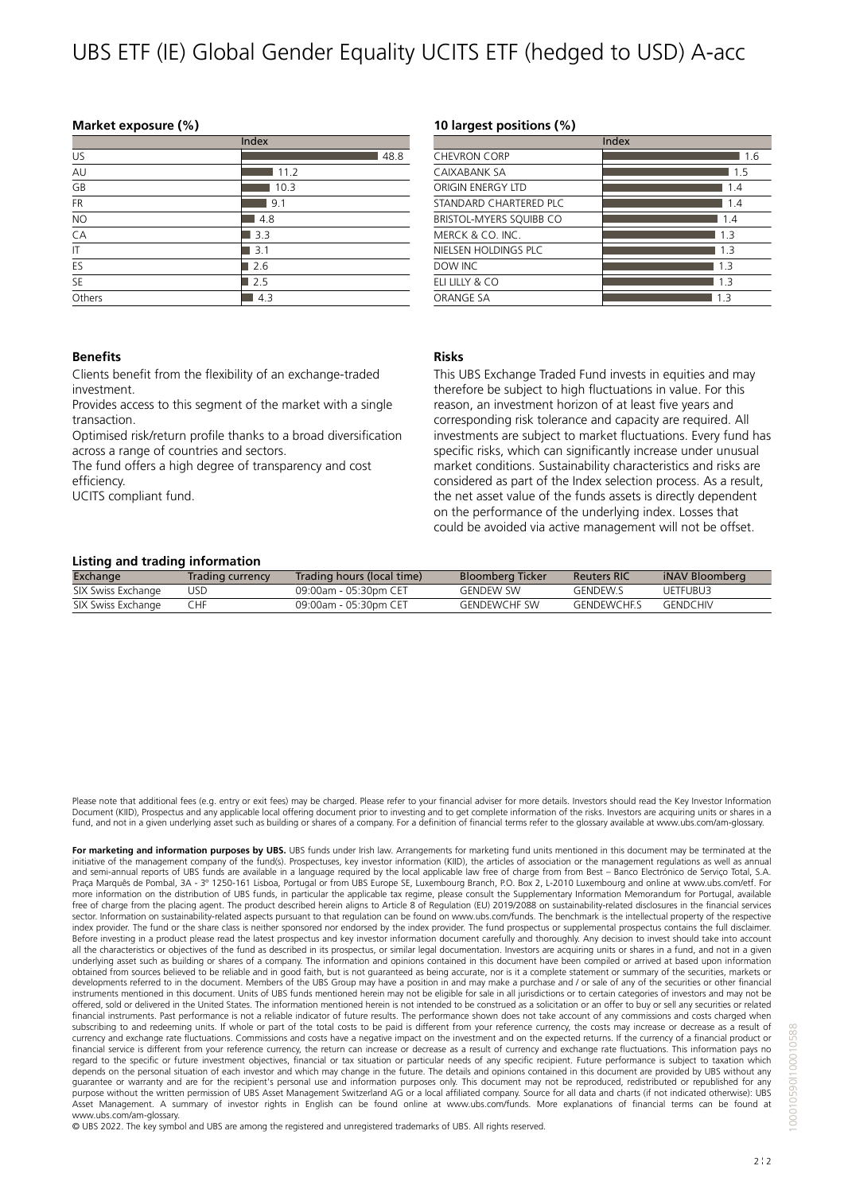# UBS ETF (IE) Global Gender Equality UCITS ETF (hedged to USD) A-acc

### Market exposure (%)

Index

US 48.8
AU 11.2
GB 10.3
FR 9.1
NO 4.8
CA 3.3
IT 3.1
ES 2.6
SE 2.5
Others 4.3

### 10 largest positions (%)

Index

CHEVRON CORP 1.6
CAIXABANK SA 1.5
ORIGIN ENERGY LTD 1.4
STANDARD CHARTERED PLC 1.4
BRISTOL-MYERS SQUIBB CO 1.4
MERCK & CO. INC. 1.3
NIELSEN HOLDINGS PLC 1.3
DOW INC 1.3
ELI LILLY & CO 1.3
ORANGE SA 1.3

### Benefits

Clients benefit from the flexibility of an exchange-traded investment.
Provides access to this segment of the market with a single transaction.
Optimised risk/return profile thanks to a broad diversification across a range of countries and sectors.
The fund offers a high degree of transparency and cost efficiency.
UCITS compliant fund.

### Risks

This UBS Exchange Traded Fund invests in equities and may therefore be subject to high fluctuations in value. For this reason, an investment horizon of at least five years and corresponding risk tolerance and capacity are required. All investments are subject to market fluctuations. Every fund has specific risks, which can significantly increase under unusual market conditions. Sustainability characteristics and risks are considered as part of the Index selection process. As a result, the net asset value of the funds assets is directly dependent on the performance of the underlying index. Losses that could be avoided via active management will not be offset.

### Listing and trading information

| Exchange | Trading currency | Trading hours (local time) | Bloomberg Ticker | Reuters RIC | iNAV Bloomberg |
|---|---|---|---|---|---|
| SIX Swiss Exchange | USD | 09:00am - 05:30pm CET | GENDEW SW | GENDEW.S | UETFUBU3 |
| SIX Swiss Exchange | CHF | 09:00am - 05:30pm CET | GENDEWCHF SW | GENDEWCHF.S | GENDCHIV |

Please note that additional fees (e.g. entry or exit fees) may be charged. Please refer to your financial adviser for more details. Investors should read the Key Investor Information Document (KIID), Prospectus and any applicable local offering document prior to investing and to get complete information of the risks. Investors are acquiring units or shares in a fund, and not in a given underlying asset such as building or shares of a company. For a definition of financial terms refer to the glossary available at www.ubs.com/am-glossary.

**For marketing and information purposes by UBS.** UBS funds under Irish law. Arrangements for marketing fund units mentioned in this document may be terminated at the initiative of the management company of the fund(s). Prospectuses, key investor information (KIID), the articles of association or the management regulations as well as annual and semi-annual reports of UBS funds are available in a language required by the local applicable law free of charge from from Best – Banco Electrónico de Serviço Total, S.A. Praça Marquês de Pombal, 3A - 3º 1250-161 Lisboa, Portugal or from UBS Europe SE, Luxembourg Branch, P.O. Box 2, L-2010 Luxembourg and online at www.ubs.com/etf. For more information on the distribution of UBS funds, in particular the applicable tax regime, please consult the Supplementary Information Memorandum for Portugal, available free of charge from the placing agent. The product described herein aligns to Article 8 of Regulation (EU) 2019/2088 on sustainability-related disclosures in the financial services sector. Information on sustainability-related aspects pursuant to that regulation can be found on www.ubs.com/funds. The benchmark is the intellectual property of the respective index provider. The fund or the share class is neither sponsored nor endorsed by the index provider. The fund prospectus or supplemental prospectus contains the full disclaimer. Before investing in a product please read the latest prospectus and key investor information document carefully and thoroughly. Any decision to invest should take into account all the characteristics or objectives of the fund as described in its prospectus, or similar legal documentation. Investors are acquiring units or shares in a fund, and not in a given underlying asset such as building or shares of a company. The information and opinions contained in this document have been compiled or arrived at based upon information obtained from sources believed to be reliable and in good faith, but is not guaranteed as being accurate, nor is it a complete statement or summary of the securities, markets or developments referred to in the document. Members of the UBS Group may have a position in and may make a purchase and / or sale of any of the securities or other financial instruments mentioned in this document. Units of UBS funds mentioned herein may not be eligible for sale in all jurisdictions or to certain categories of investors and may not be offered, sold or delivered in the United States. The information mentioned herein is not intended to be construed as a solicitation or an offer to buy or sell any securities or related financial instruments. Past performance is not a reliable indicator of future results. The performance shown does not take account of any commissions and costs charged when subscribing to and redeeming units. If whole or part of the total costs to be paid is different from your reference currency, the costs may increase or decrease as a result of currency and exchange rate fluctuations. Commissions and costs have a negative impact on the investment and on the expected returns. If the currency of a financial product or financial service is different from your reference currency, the return can increase or decrease as a result of currency and exchange rate fluctuations. This information pays no regard to the specific or future investment objectives, financial or tax situation or particular needs of any specific recipient. Future performance is subject to taxation which depends on the personal situation of each investor and which may change in the future. The details and opinions contained in this document are provided by UBS without any guarantee or warranty and are for the recipient's personal use and information purposes only. This document may not be reproduced, redistributed or republished for any purpose without the written permission of UBS Asset Management Switzerland AG or a local affiliated company. Source for all data and charts (if not indicated otherwise): UBS Asset Management. A summary of investor rights in English can be found online at www.ubs.com/funds. More explanations of financial terms can be found at www.ubs.com/am-glossary.

© UBS 2022. The key symbol and UBS are among the registered and unregistered trademarks of UBS. All rights reserved.